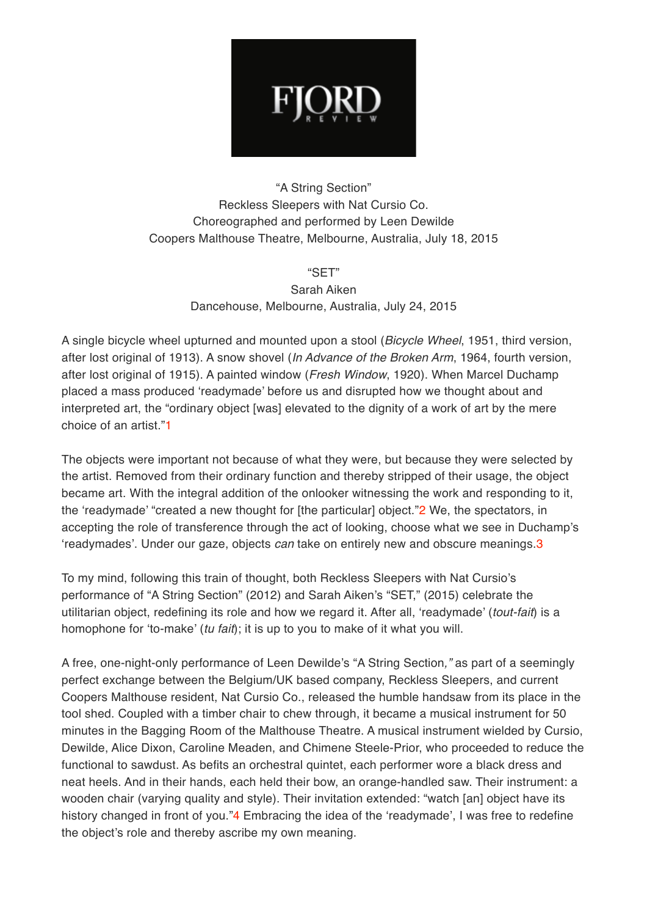"A String Section"
Reckless Sleepers with Nat Cursio Co.
Choreographed and performed by Leen Dewilde
Coopers Malthouse Theatre, Melbourne, Australia, July 18, 2015

"SET"
Sarah Aiken
Dancehouse, Melbourne, Australia, July 24, 2015

A single bicycle wheel upturned and mounted upon a stool (*Bicycle Wheel*, 1951, third version, after lost original of 1913). A snow shovel (*In Advance of the Broken Arm*, 1964, fourth version, after lost original of 1915). A painted window (*Fresh Window*, 1920). When Marcel Duchamp placed a mass produced 'readymade' before us and disrupted how we thought about and interpreted art, the "ordinary object [was] elevated to the dignity of a work of art by the mere choice of an artist."[1]

The objects were important not because of what they were, but because they were selected by the artist. Removed from their ordinary function and thereby stripped of their usage, the object became art. With the integral addition of the onlooker witnessing the work and responding to it, the 'readymade' "created a new thought for [the particular] object."[2] We, the spectators, in accepting the role of transference through the act of looking, choose what we see in Duchamp's 'readymades'. Under our gaze, objects *can* take on entirely new and obscure meanings.[3]

To my mind, following this train of thought, both Reckless Sleepers with Nat Cursio's performance of "A String Section" (2012) and Sarah Aiken's "SET," (2015) celebrate the utilitarian object, redefining its role and how we regard it. After all, 'readymade' (*tout-fait*) is a homophone for 'to-make' (*tu fait*); it is up to you to make of it what you will.

A free, one-night-only performance of Leen Dewilde's "A String Section,*"* as part of a seemingly perfect exchange between the Belgium/UK based company, Reckless Sleepers, and current Coopers Malthouse resident, Nat Cursio Co., released the humble handsaw from its place in the tool shed. Coupled with a timber chair to chew through, it became a musical instrument for 50 minutes in the Bagging Room of the Malthouse Theatre. A musical instrument wielded by Cursio, Dewilde, Alice Dixon, Caroline Meaden, and Chimene Steele-Prior, who proceeded to reduce the functional to sawdust. As befits an orchestral quintet, each performer wore a black dress and neat heels. And in their hands, each held their bow, an orange-handled saw. Their instrument: a wooden chair (varying quality and style). Their invitation extended: "watch [an] object have its history changed in front of you."[4] Embracing the idea of the 'readymade', I was free to redefine the object's role and thereby ascribe my own meaning.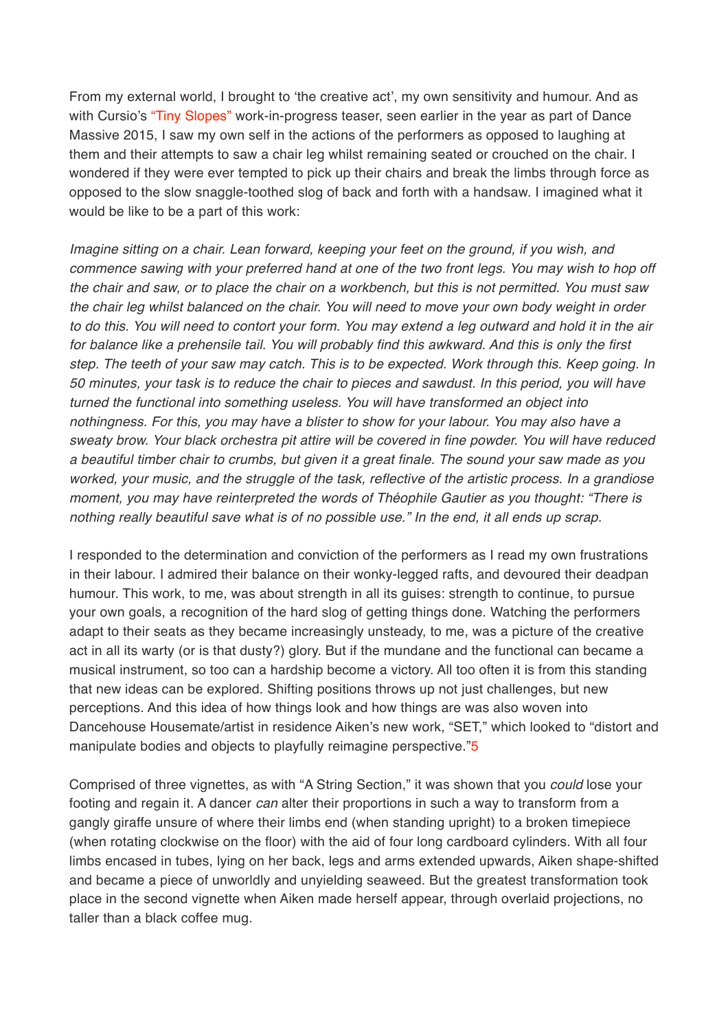From my external world, I brought to 'the creative act', my own sensitivity and humour. And as with Cursio's "Tiny Slopes" work-in-progress teaser, seen earlier in the year as part of Dance Massive 2015, I saw my own self in the actions of the performers as opposed to laughing at them and their attempts to saw a chair leg whilst remaining seated or crouched on the chair. I wondered if they were ever tempted to pick up their chairs and break the limbs through force as opposed to the slow snaggle-toothed slog of back and forth with a handsaw. I imagined what it would be like to be a part of this work:

*Imagine sitting on a chair. Lean forward, keeping your feet on the ground, if you wish, and commence sawing with your preferred hand at one of the two front legs. You may wish to hop off the chair and saw, or to place the chair on a workbench, but this is not permitted. You must saw the chair leg whilst balanced on the chair. You will need to move your own body weight in order to do this. You will need to contort your form. You may extend a leg outward and hold it in the air for balance like a prehensile tail. You will probably find this awkward. And this is only the first step. The teeth of your saw may catch. This is to be expected. Work through this. Keep going. In 50 minutes, your task is to reduce the chair to pieces and sawdust. In this period, you will have turned the functional into something useless. You will have transformed an object into nothingness. For this, you may have a blister to show for your labour. You may also have a sweaty brow. Your black orchestra pit attire will be covered in fine powder. You will have reduced a beautiful timber chair to crumbs, but given it a great finale. The sound your saw made as you worked, your music, and the struggle of the task, reflective of the artistic process. In a grandiose moment, you may have reinterpreted the words of Théophile Gautier as you thought: "There is nothing really beautiful save what is of no possible use." In the end, it all ends up scrap.*

I responded to the determination and conviction of the performers as I read my own frustrations in their labour. I admired their balance on their wonky-legged rafts, and devoured their deadpan humour. This work, to me, was about strength in all its guises: strength to continue, to pursue your own goals, a recognition of the hard slog of getting things done. Watching the performers adapt to their seats as they became increasingly unsteady, to me, was a picture of the creative act in all its warty (or is that dusty?) glory. But if the mundane and the functional can became a musical instrument, so too can a hardship become a victory. All too often it is from this standing that new ideas can be explored. Shifting positions throws up not just challenges, but new perceptions. And this idea of how things look and how things are was also woven into Dancehouse Housemate/artist in residence Aiken's new work, "SET," which looked to "distort and manipulate bodies and objects to playfully reimagine perspective."[5]

Comprised of three vignettes, as with "A String Section," it was shown that you *could* lose your footing and regain it. A dancer *can* alter their proportions in such a way to transform from a gangly giraffe unsure of where their limbs end (when standing upright) to a broken timepiece (when rotating clockwise on the floor) with the aid of four long cardboard cylinders. With all four limbs encased in tubes, lying on her back, legs and arms extended upwards, Aiken shape-shifted and became a piece of unworldly and unyielding seaweed. But the greatest transformation took place in the second vignette when Aiken made herself appear, through overlaid projections, no taller than a black coffee mug.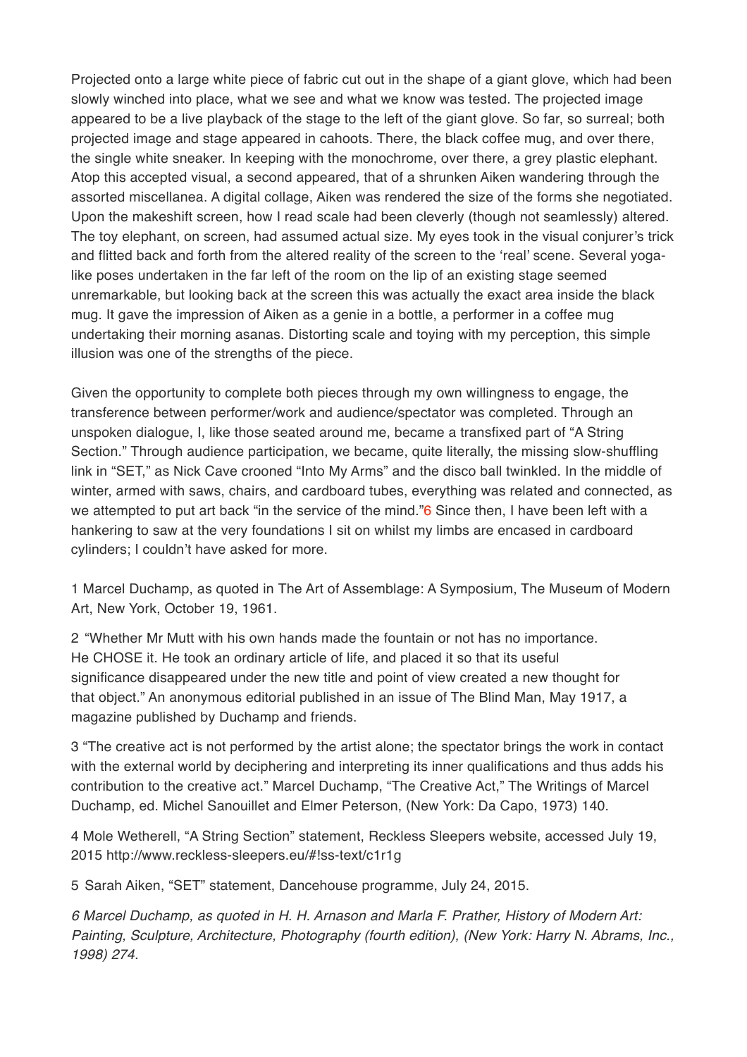Projected onto a large white piece of fabric cut out in the shape of a giant glove, which had been slowly winched into place, what we see and what we know was tested. The projected image appeared to be a live playback of the stage to the left of the giant glove. So far, so surreal; both projected image and stage appeared in cahoots. There, the black coffee mug, and over there, the single white sneaker. In keeping with the monochrome, over there, a grey plastic elephant. Atop this accepted visual, a second appeared, that of a shrunken Aiken wandering through the assorted miscellanea. A digital collage, Aiken was rendered the size of the forms she negotiated. Upon the makeshift screen, how I read scale had been cleverly (though not seamlessly) altered. The toy elephant, on screen, had assumed actual size. My eyes took in the visual conjurer's trick and flitted back and forth from the altered reality of the screen to the 'real' scene. Several yoga-like poses undertaken in the far left of the room on the lip of an existing stage seemed unremarkable, but looking back at the screen this was actually the exact area inside the black mug. It gave the impression of Aiken as a genie in a bottle, a performer in a coffee mug undertaking their morning asanas. Distorting scale and toying with my perception, this simple illusion was one of the strengths of the piece.

Given the opportunity to complete both pieces through my own willingness to engage, the transference between performer/work and audience/spectator was completed. Through an unspoken dialogue, I, like those seated around me, became a transfixed part of "A String Section." Through audience participation, we became, quite literally, the missing slow-shuffling link in "SET," as Nick Cave crooned "Into My Arms" and the disco ball twinkled. In the middle of winter, armed with saws, chairs, and cardboard tubes, everything was related and connected, as we attempted to put art back "in the service of the mind."[6] Since then, I have been left with a hankering to saw at the very foundations I sit on whilst my limbs are encased in cardboard cylinders; I couldn't have asked for more.

1 Marcel Duchamp, as quoted in The Art of Assemblage: A Symposium, The Museum of Modern Art, New York, October 19, 1961.

2 "Whether Mr Mutt with his own hands made the fountain or not has no importance. He CHOSE it. He took an ordinary article of life, and placed it so that its useful significance disappeared under the new title and point of view created a new thought for that object." An anonymous editorial published in an issue of The Blind Man, May 1917, a magazine published by Duchamp and friends.

3 "The creative act is not performed by the artist alone; the spectator brings the work in contact with the external world by deciphering and interpreting its inner qualifications and thus adds his contribution to the creative act." Marcel Duchamp, "The Creative Act," The Writings of Marcel Duchamp, ed. Michel Sanouillet and Elmer Peterson, (New York: Da Capo, 1973) 140.

4 Mole Wetherell, "A String Section" statement, Reckless Sleepers website, accessed July 19, 2015 http://www.reckless-sleepers.eu/#!ss-text/c1r1g

5 Sarah Aiken, "SET" statement, Dancehouse programme, July 24, 2015.

*6 Marcel Duchamp, as quoted in H. H. Arnason and Marla F. Prather, History of Modern Art: Painting, Sculpture, Architecture, Photography (fourth edition), (New York: Harry N. Abrams, Inc., 1998) 274.*